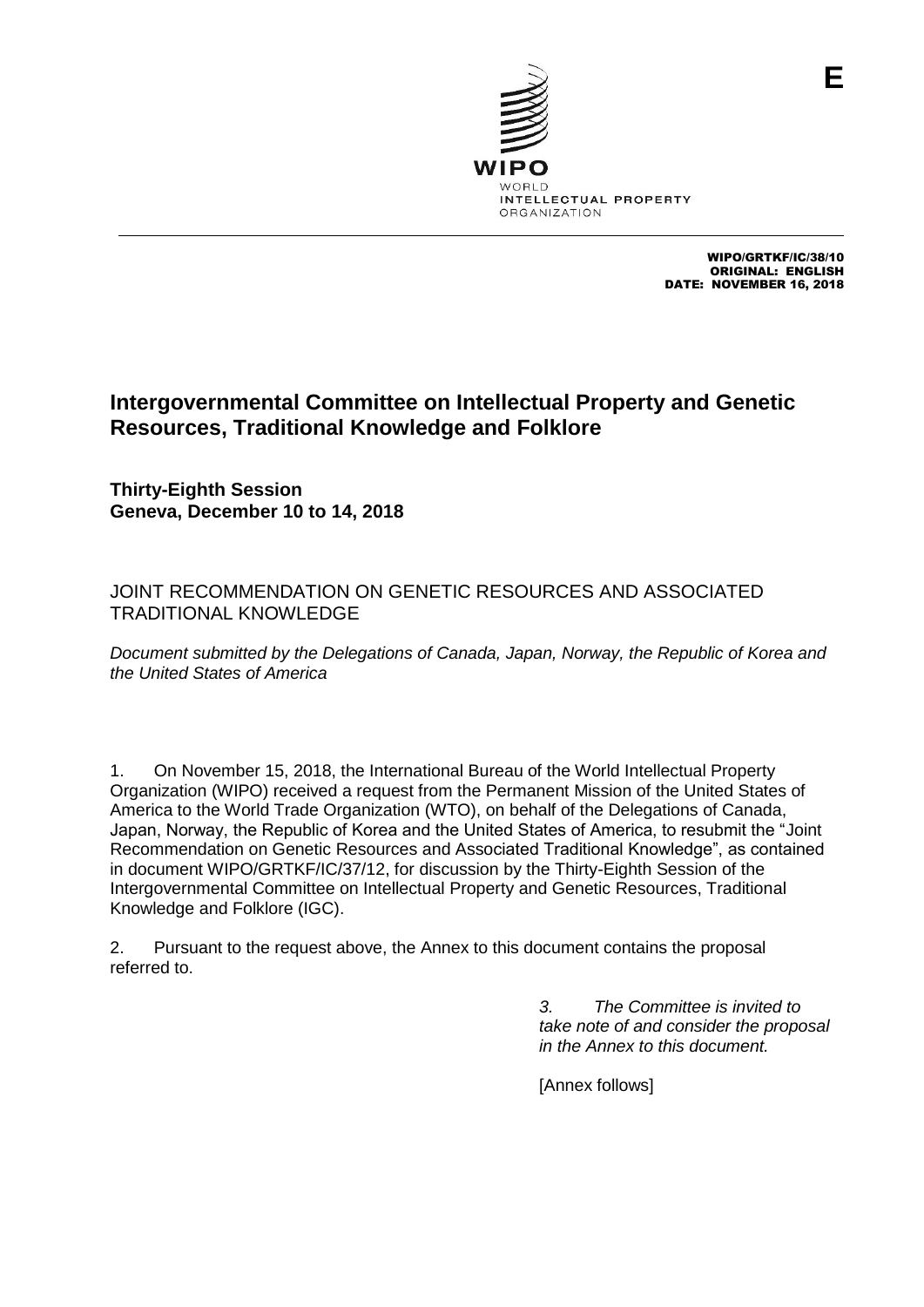E

WIPO
WORLD
INTELLECTUAL PROPERTY
ORGANIZATION

WIPO/GRTKF/IC/38/10
ORIGINAL: ENGLISH
DATE: NOVEMBER 16, 2018

# Intergovernmental Committee on Intellectual Property and Genetic Resources, Traditional Knowledge and Folklore

**Thirty-Eighth Session**
**Geneva, December 10 to 14, 2018**

## JOINT RECOMMENDATION ON GENETIC RESOURCES AND ASSOCIATED TRADITIONAL KNOWLEDGE

*Document submitted by the Delegations of Canada, Japan, Norway, the Republic of Korea and the United States of America*

1. On November 15, 2018, the International Bureau of the World Intellectual Property Organization (WIPO) received a request from the Permanent Mission of the United States of America to the World Trade Organization (WTO), on behalf of the Delegations of Canada, Japan, Norway, the Republic of Korea and the United States of America, to resubmit the "Joint Recommendation on Genetic Resources and Associated Traditional Knowledge", as contained in document WIPO/GRTKF/IC/37/12, for discussion by the Thirty-Eighth Session of the Intergovernmental Committee on Intellectual Property and Genetic Resources, Traditional Knowledge and Folklore (IGC).

2. Pursuant to the request above, the Annex to this document contains the proposal referred to.

*3. The Committee is invited to take note of and consider the proposal in the Annex to this document.*

[Annex follows]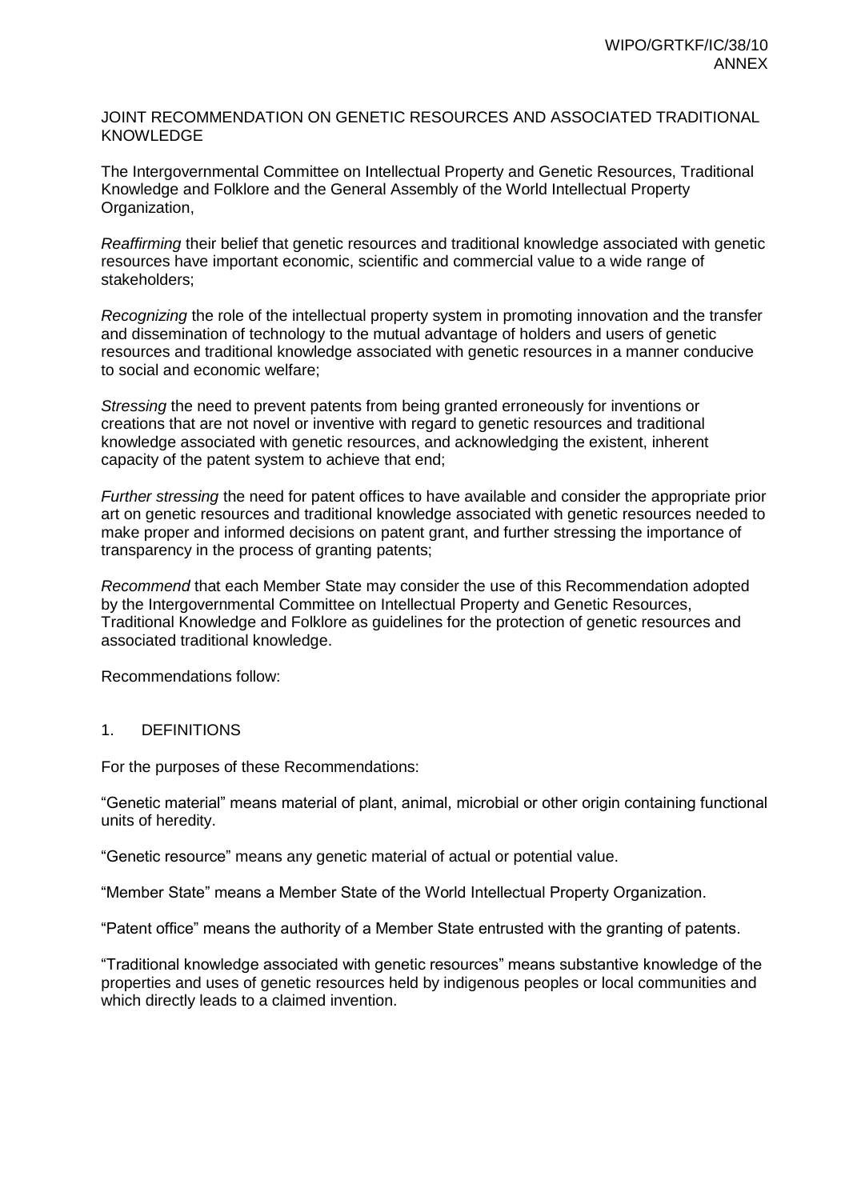JOINT RECOMMENDATION ON GENETIC RESOURCES AND ASSOCIATED TRADITIONAL KNOWLEDGE

The Intergovernmental Committee on Intellectual Property and Genetic Resources, Traditional Knowledge and Folklore and the General Assembly of the World Intellectual Property Organization,

*Reaffirming* their belief that genetic resources and traditional knowledge associated with genetic resources have important economic, scientific and commercial value to a wide range of stakeholders;

*Recognizing* the role of the intellectual property system in promoting innovation and the transfer and dissemination of technology to the mutual advantage of holders and users of genetic resources and traditional knowledge associated with genetic resources in a manner conducive to social and economic welfare;

*Stressing* the need to prevent patents from being granted erroneously for inventions or creations that are not novel or inventive with regard to genetic resources and traditional knowledge associated with genetic resources, and acknowledging the existent, inherent capacity of the patent system to achieve that end;

*Further stressing* the need for patent offices to have available and consider the appropriate prior art on genetic resources and traditional knowledge associated with genetic resources needed to make proper and informed decisions on patent grant, and further stressing the importance of transparency in the process of granting patents;

*Recommend* that each Member State may consider the use of this Recommendation adopted by the Intergovernmental Committee on Intellectual Property and Genetic Resources, Traditional Knowledge and Folklore as guidelines for the protection of genetic resources and associated traditional knowledge.

Recommendations follow:

## 1. DEFINITIONS

For the purposes of these Recommendations:

"Genetic material" means material of plant, animal, microbial or other origin containing functional units of heredity.

"Genetic resource" means any genetic material of actual or potential value.

"Member State" means a Member State of the World Intellectual Property Organization.

"Patent office" means the authority of a Member State entrusted with the granting of patents.

"Traditional knowledge associated with genetic resources" means substantive knowledge of the properties and uses of genetic resources held by indigenous peoples or local communities and which directly leads to a claimed invention.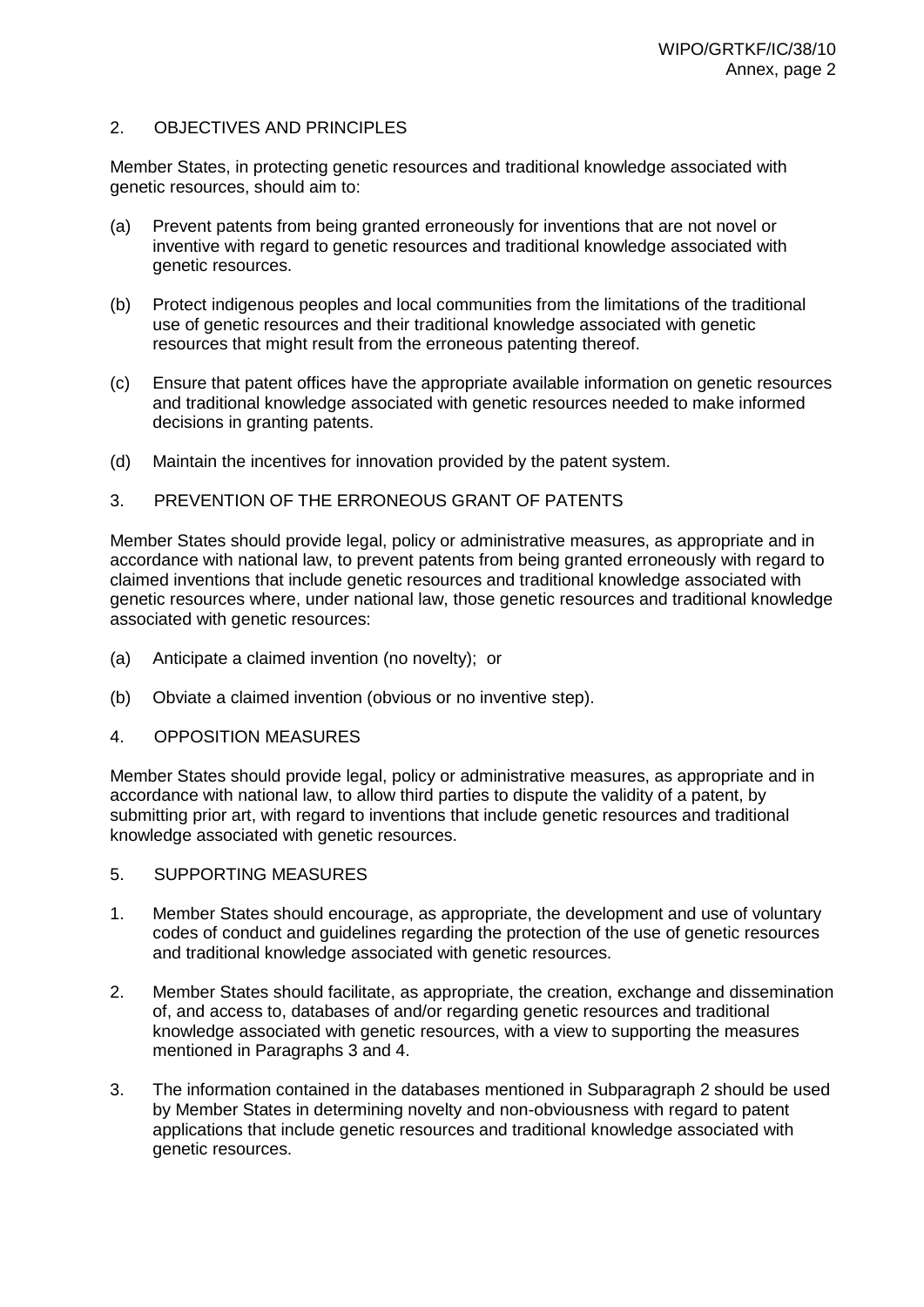## 2. OBJECTIVES AND PRINCIPLES

Member States, in protecting genetic resources and traditional knowledge associated with genetic resources, should aim to:

(a) Prevent patents from being granted erroneously for inventions that are not novel or inventive with regard to genetic resources and traditional knowledge associated with genetic resources.

(b) Protect indigenous peoples and local communities from the limitations of the traditional use of genetic resources and their traditional knowledge associated with genetic resources that might result from the erroneous patenting thereof.

(c) Ensure that patent offices have the appropriate available information on genetic resources and traditional knowledge associated with genetic resources needed to make informed decisions in granting patents.

(d) Maintain the incentives for innovation provided by the patent system.

## 3. PREVENTION OF THE ERRONEOUS GRANT OF PATENTS

Member States should provide legal, policy or administrative measures, as appropriate and in accordance with national law, to prevent patents from being granted erroneously with regard to claimed inventions that include genetic resources and traditional knowledge associated with genetic resources where, under national law, those genetic resources and traditional knowledge associated with genetic resources:

(a) Anticipate a claimed invention (no novelty); or

(b) Obviate a claimed invention (obvious or no inventive step).

## 4. OPPOSITION MEASURES

Member States should provide legal, policy or administrative measures, as appropriate and in accordance with national law, to allow third parties to dispute the validity of a patent, by submitting prior art, with regard to inventions that include genetic resources and traditional knowledge associated with genetic resources.

## 5. SUPPORTING MEASURES

1. Member States should encourage, as appropriate, the development and use of voluntary codes of conduct and guidelines regarding the protection of the use of genetic resources and traditional knowledge associated with genetic resources.

2. Member States should facilitate, as appropriate, the creation, exchange and dissemination of, and access to, databases of and/or regarding genetic resources and traditional knowledge associated with genetic resources, with a view to supporting the measures mentioned in Paragraphs 3 and 4.

3. The information contained in the databases mentioned in Subparagraph 2 should be used by Member States in determining novelty and non-obviousness with regard to patent applications that include genetic resources and traditional knowledge associated with genetic resources.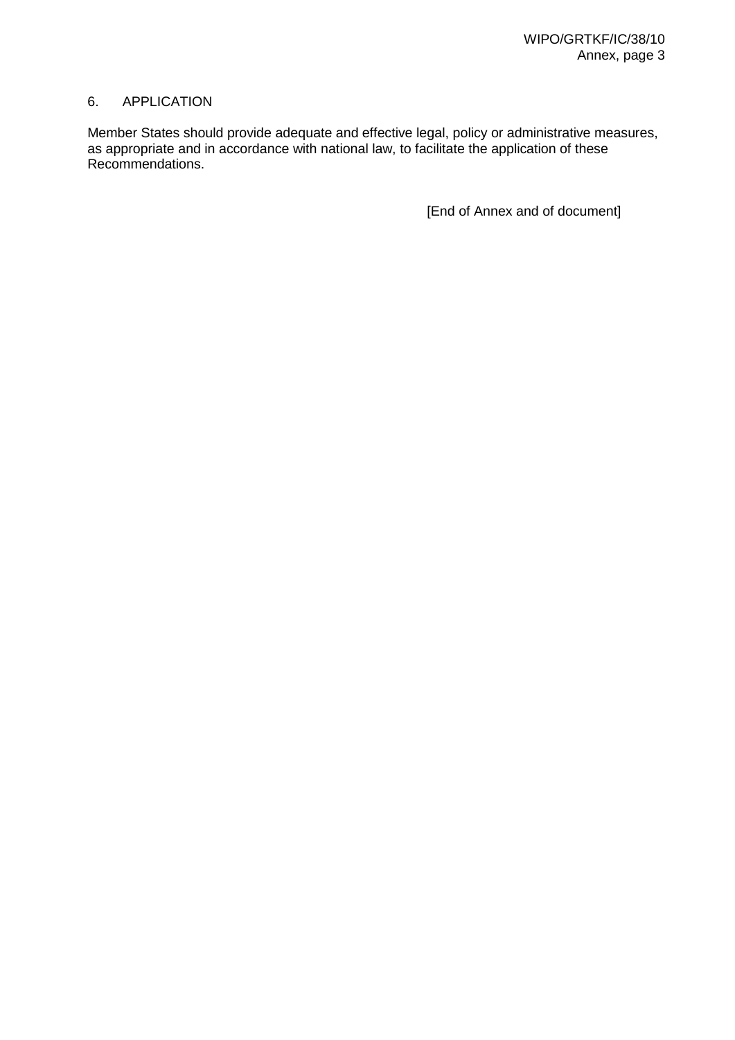## 6. APPLICATION

Member States should provide adequate and effective legal, policy or administrative measures, as appropriate and in accordance with national law, to facilitate the application of these Recommendations.

[End of Annex and of document]